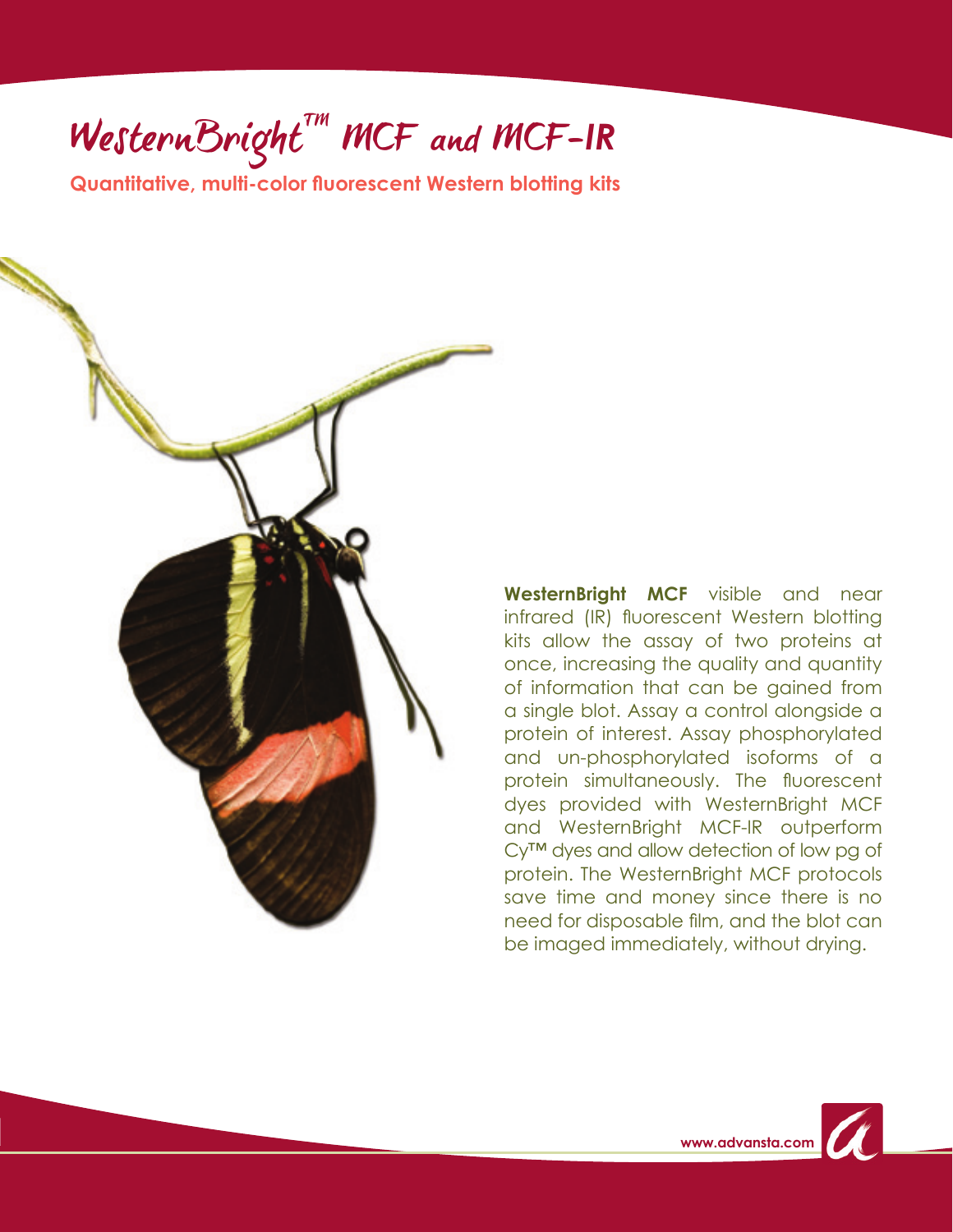# WesternBright™ MCF and MCF-IR

**Quantitative, multi-color fluorescent Western blotting kits**

**WesternBright MCF** visible and near infrared (IR) fluorescent Western blotting kits allow the assay of two proteins at once, increasing the quality and quantity of information that can be gained from a single blot. Assay a control alongside a protein of interest. Assay phosphorylated and un-phosphorylated isoforms of a protein simultaneously. The fluorescent dyes provided with WesternBright MCF and WesternBright MCF-IR outperform Cy™ dyes and allow detection of low pg of protein. The WesternBright MCF protocols save time and money since there is no need for disposable film, and the blot can be imaged immediately, without drying.

www.advansta.com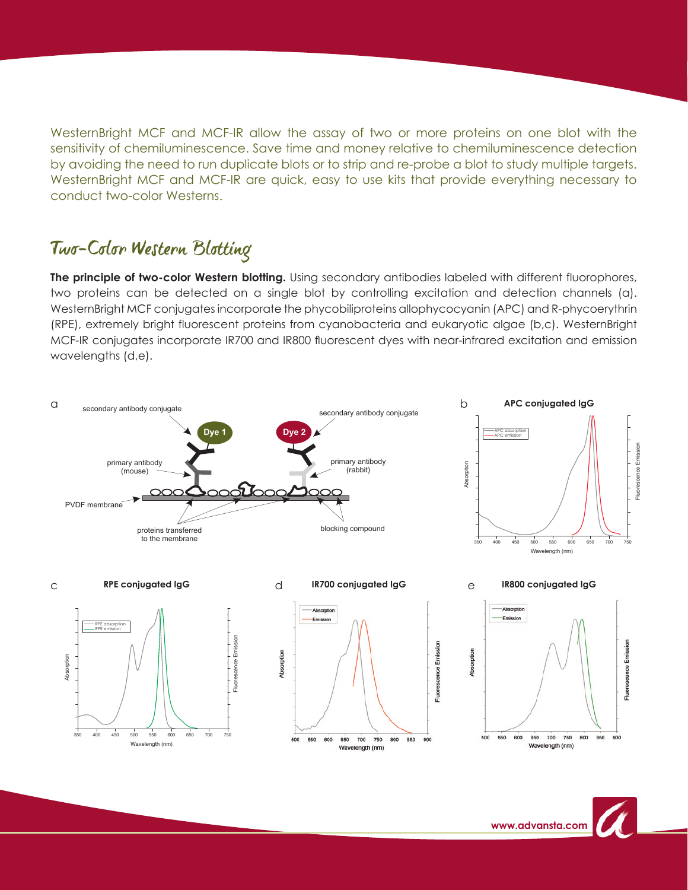WesternBright MCF and MCF-IR allow the assay of two or more proteins on one blot with the sensitivity of chemiluminescence. Save time and money relative to chemiluminescence detection by avoiding the need to run duplicate blots or to strip and re-probe a blot to study multiple targets. WesternBright MCF and MCF-IR are quick, easy to use kits that provide everything necessary to conduct two-color Westerns.

## Two-Color Western Blotting

**The principle of two-color Western blotting.** Using secondary antibodies labeled with different fluorophores, two proteins can be detected on a single blot by controlling excitation and detection channels (a). WesternBright MCF conjugates incorporate the phycobiliproteins allophycocyanin (APC) and R-phycoerythrin (RPE), extremely bright fluorescent proteins from cyanobacteria and eukaryotic algae (b,c). WesternBright MCF-IR conjugates incorporate IR700 and IR800 fluorescent dyes with near-infrared excitation and emission wavelengths (d,e).

a — secondary antibody conjugate; Dye 1; Dye 2; secondary antibody conjugate; primary antibody (mouse); primary antibody (rabbit); PVDF membrane; proteins transferred to the membrane; blocking compound

b — APC conjugated IgG (APC absorption, APC emission; Absorption; Fluorescence Emission; Wavelength (nm))

c — RPE conjugated IgG (RPE absorption, RPE emission; Absorption; Fluorescence Emission; Wavelength (nm))

d — IR700 conjugated IgG (Absorption, Emission; Fluorescence Emission; Wavelength (nm))

e — IR800 conjugated IgG (Absorption, Emission; Fluorescence Emission; Wavelength (nm))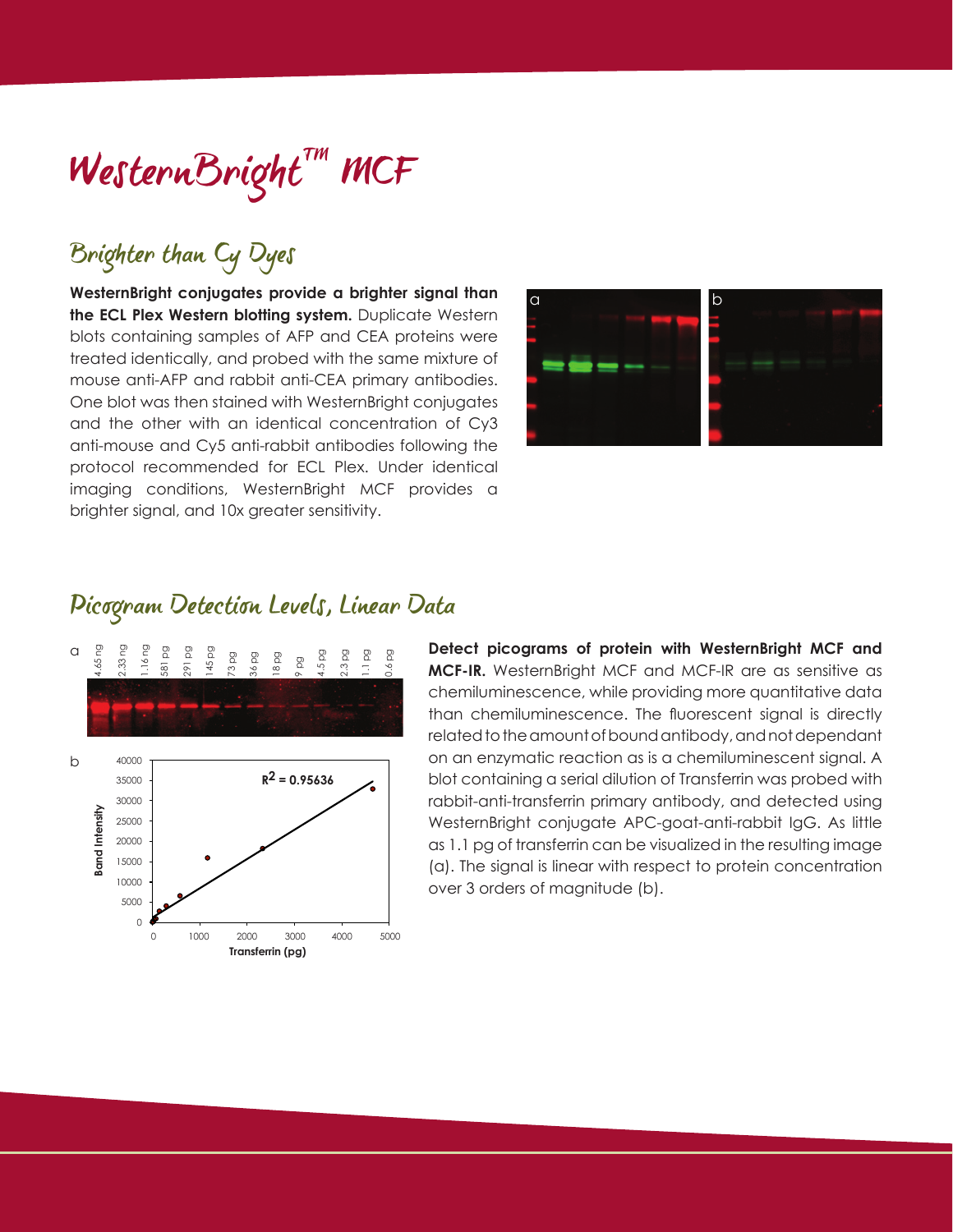# WesternBright™ MCF

## Brighter than Cy Dyes

**WesternBright conjugates provide a brighter signal than the ECL Plex Western blotting system.** Duplicate Western blots containing samples of AFP and CEA proteins were treated identically, and probed with the same mixture of mouse anti-AFP and rabbit anti-CEA primary antibodies. One blot was then stained with WesternBright conjugates and the other with an identical concentration of Cy3 anti-mouse and Cy5 anti-rabbit antibodies following the protocol recommended for ECL Plex. Under identical imaging conditions, WesternBright MCF provides a brighter signal, and 10x greater sensitivity.

## Picogram Detection Levels, Linear Data

**Detect picograms of protein with WesternBright MCF and MCF-IR.** WesternBright MCF and MCF-IR are as sensitive as chemiluminescence, while providing more quantitative data than chemiluminescence. The fluorescent signal is directly related to the amount of bound antibody, and not dependant on an enzymatic reaction as is a chemiluminescent signal. A blot containing a serial dilution of Transferrin was probed with rabbit-anti-transferrin primary antibody, and detected using WesternBright conjugate APC-goat-anti-rabbit IgG. As little as 1.1 pg of transferrin can be visualized in the resulting image (a). The signal is linear with respect to protein concentration over 3 orders of magnitude (b).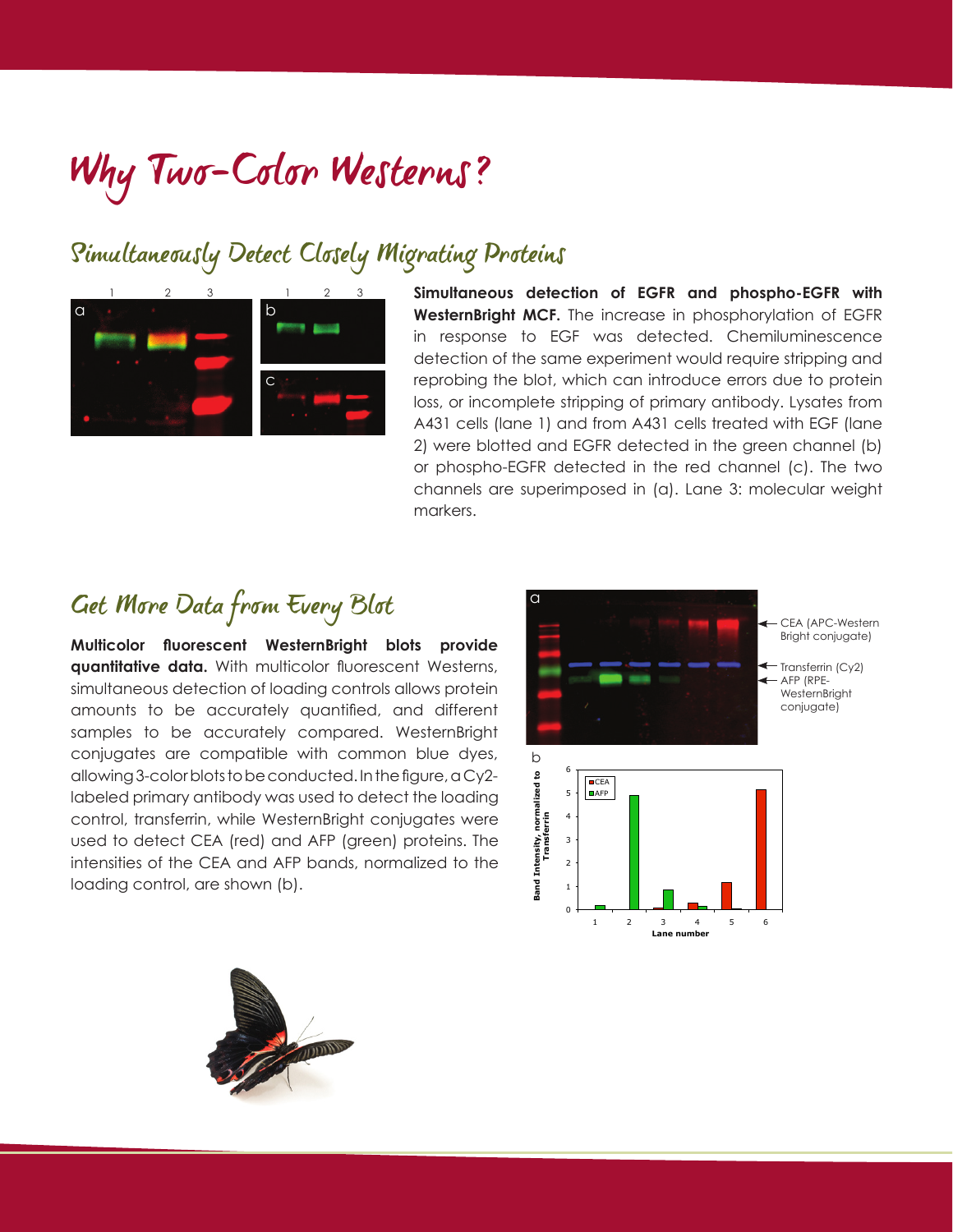# Why Two-Color Westerns?

## Simultaneously Detect Closely Migrating Proteins

**Simultaneous detection of EGFR and phospho-EGFR with WesternBright MCF.** The increase in phosphorylation of EGFR in response to EGF was detected. Chemiluminescence detection of the same experiment would require stripping and reprobing the blot, which can introduce errors due to protein loss, or incomplete stripping of primary antibody. Lysates from A431 cells (lane 1) and from A431 cells treated with EGF (lane 2) were blotted and EGFR detected in the green channel (b) or phospho-EGFR detected in the red channel (c). The two channels are superimposed in (a). Lane 3: molecular weight markers.

## Get More Data from Every Blot

**Multicolor fluorescent WesternBright blots provide quantitative data.** With multicolor fluorescent Westerns, simultaneous detection of loading controls allows protein amounts to be accurately quantified, and different samples to be accurately compared. WesternBright conjugates are compatible with common blue dyes, allowing 3-color blots to be conducted. In the figure, a Cy2-labeled primary antibody was used to detect the loading control, transferrin, while WesternBright conjugates were used to detect CEA (red) and AFP (green) proteins. The intensities of the CEA and AFP bands, normalized to the loading control, are shown (b).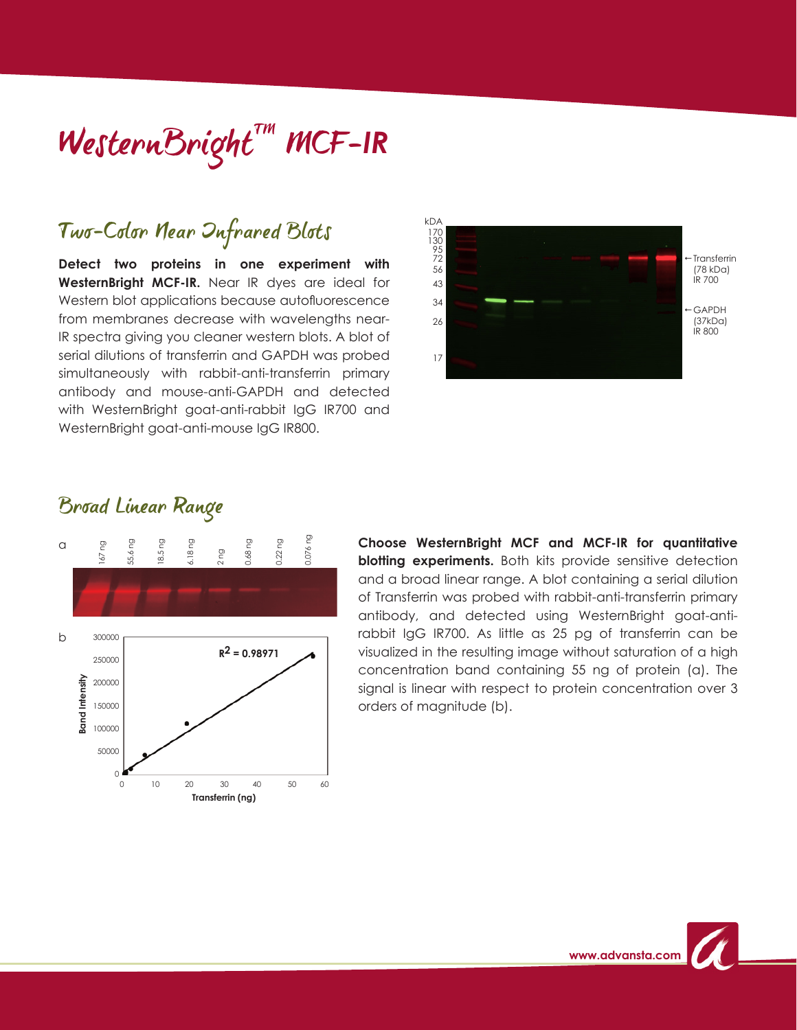# WesternBright™ MCF-IR

## Two-Color Near Infrared Blots

**Detect two proteins in one experiment with WesternBright MCF-IR.** Near IR dyes are ideal for Western blot applications because autofluorescence from membranes decrease with wavelengths near-IR spectra giving you cleaner western blots. A blot of serial dilutions of transferrin and GAPDH was probed simultaneously with rabbit-anti-transferrin primary antibody and mouse-anti-GAPDH and detected with WesternBright goat-anti-rabbit IgG IR700 and WesternBright goat-anti-mouse IgG IR800.

## Broad Linear Range

**Choose WesternBright MCF and MCF-IR for quantitative blotting experiments.** Both kits provide sensitive detection and a broad linear range. A blot containing a serial dilution of Transferrin was probed with rabbit-anti-transferrin primary antibody, and detected using WesternBright goat-anti-rabbit IgG IR700. As little as 25 pg of transferrin can be visualized in the resulting image without saturation of a high concentration band containing 55 ng of protein (a). The signal is linear with respect to protein concentration over 3 orders of magnitude (b).

www.advansta.com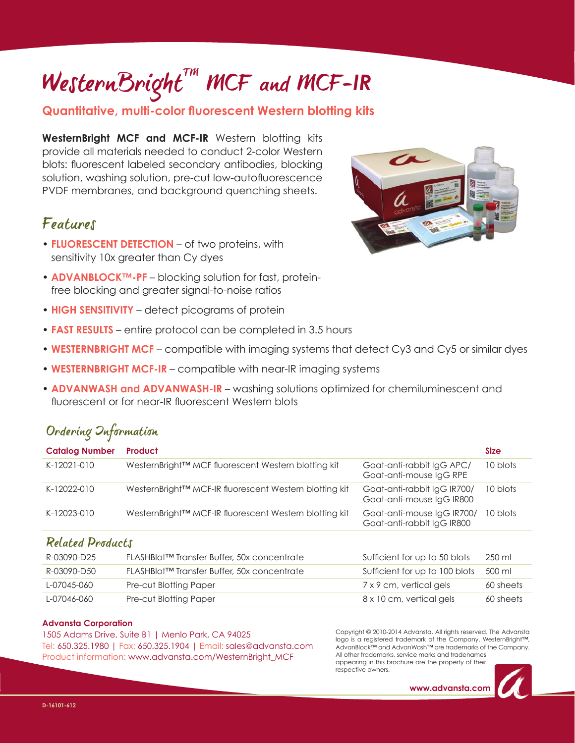# WesternBright™ MCF and MCF-IR

**Quantitative, multi-color fluorescent Western blotting kits**

**WesternBright MCF and MCF-IR** Western blotting kits provide all materials needed to conduct 2-color Western blots: fluorescent labeled secondary antibodies, blocking solution, washing solution, pre-cut low-autofluorescence PVDF membranes, and background quenching sheets.

## Features

- **FLUORESCENT DETECTION** – of two proteins, with sensitivity 10x greater than Cy dyes
- **ADVANBLOCK™-PF** – blocking solution for fast, protein-free blocking and greater signal-to-noise ratios
- **HIGH SENSITIVITY** – detect picograms of protein
- **FAST RESULTS** – entire protocol can be completed in 3.5 hours
- **WESTERNBRIGHT MCF** – compatible with imaging systems that detect Cy3 and Cy5 or similar dyes
- **WESTERNBRIGHT MCF-IR** – compatible with near-IR imaging systems
- **ADVANWASH and ADVANWASH-IR** – washing solutions optimized for chemiluminescent and fluorescent or for near-IR fluorescent Western blots

## Ordering Information

| Catalog Number | Product | | Size |
|---|---|---|---|
| K-12021-010 | WesternBright™ MCF fluorescent Western blotting kit | Goat-anti-rabbit IgG APC/ Goat-anti-mouse IgG RPE | 10 blots |
| K-12022-010 | WesternBright™ MCF-IR fluorescent Western blotting kit | Goat-anti-rabbit IgG IR700/ Goat-anti-mouse IgG IR800 | 10 blots |
| K-12023-010 | WesternBright™ MCF-IR fluorescent Western blotting kit | Goat-anti-mouse IgG IR700/ Goat-anti-rabbit IgG IR800 | 10 blots |

## Related Products

| | | | |
|---|---|---|---|
| R-03090-D25 | FLASHBlot™ Transfer Buffer, 50x concentrate | Sufficient for up to 50 blots | 250 ml |
| R-03090-D50 | FLASHBlot™ Transfer Buffer, 50x concentrate | Sufficient for up to 100 blots | 500 ml |
| L-07045-060 | Pre-cut Blotting Paper | 7 x 9 cm, vertical gels | 60 sheets |
| L-07046-060 | Pre-cut Blotting Paper | 8 x 10 cm, vertical gels | 60 sheets |

**Advansta Corporation**
1505 Adams Drive, Suite B1 | Menlo Park, CA 94025
Tel: 650.325.1980 | Fax: 650.325.1904 | Email: sales@advansta.com
Product information: www.advansta.com/WesternBright_MCF

Copyright © 2010-2014 Advansta. All rights reserved. The Advansta logo is a registered trademark of the Company. WesternBright™, AdvanBlock™ and AdvanWash™ are trademarks of the Company. All other trademarks, service marks and tradenames appearing in this brochure are the property of their respective owners.

www.advansta.com

D-16101-612